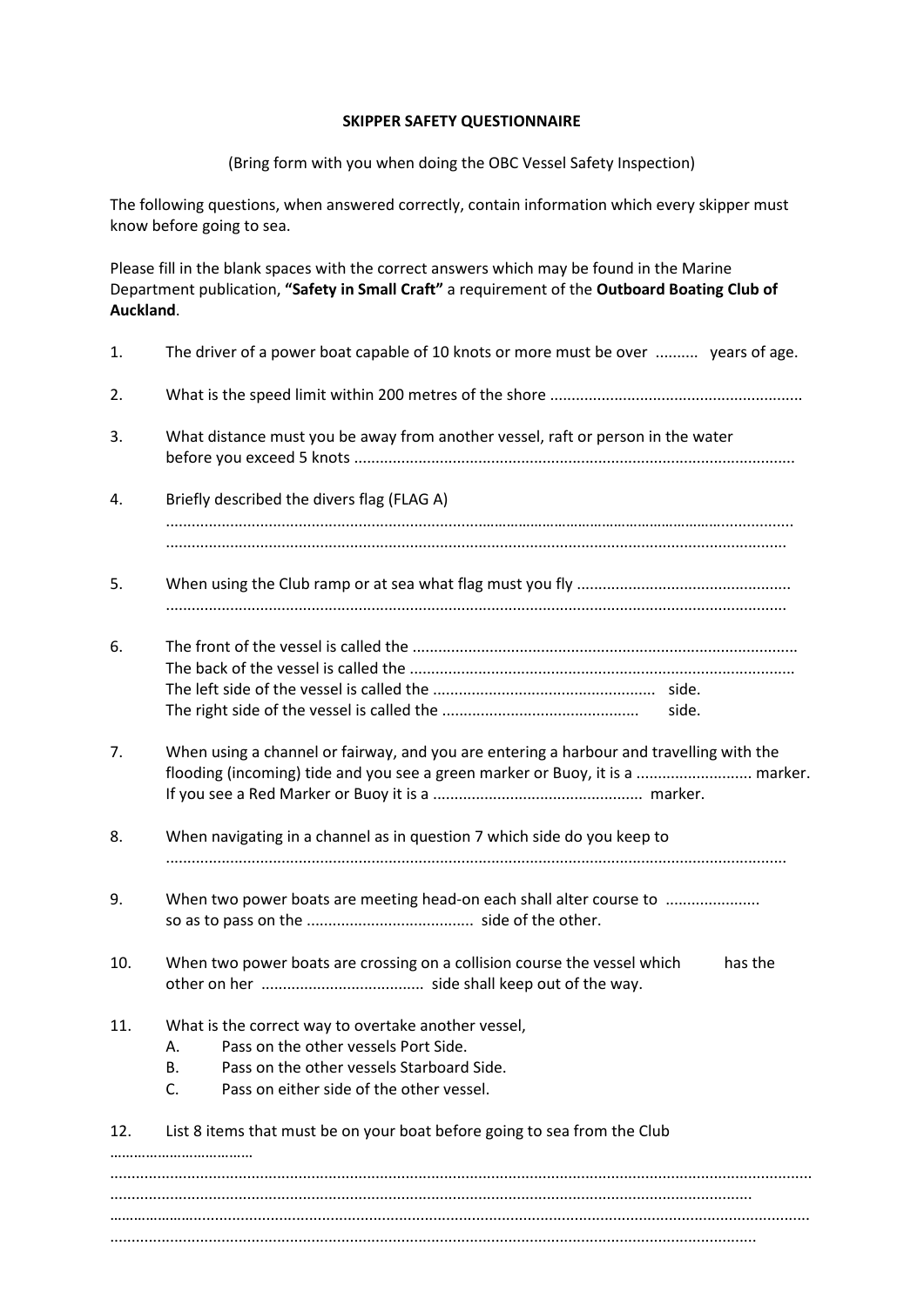**SKIPPER SAFETY QUESTIONNAIRE**

(Bring form with you when doing the OBC Vessel Safety Inspection)

The following questions, when answered correctly, contain information which every skipper must know before going to sea.

Please fill in the blank spaces with the correct answers which may be found in the Marine Department publication, **"Safety in Small Craft"** a requirement of the **Outboard Boating Club of Auckland**.

1. The driver of a power boat capable of 10 knots or more must be over .......... years of age.

2. What is the speed limit within 200 metres of the shore ..........................................................

3. What distance must you be away from another vessel, raft or person in the water before you exceed 5 knots ......................................................................................................

4. Briefly described the divers flag (FLAG A)
   ..................................................................................................................................
   ..................................................................................................................................

5. When using the Club ramp or at sea what flag must you fly .................................................
   ..................................................................................................................................

6. The front of the vessel is called the .........................................................................................
   The back of the vessel is called the .........................................................................................
   The left side of the vessel is called the .................................................... side.
   The right side of the vessel is called the .............................................. side.

7. When using a channel or fairway, and you are entering a harbour and travelling with the flooding (incoming) tide and you see a green marker or Buoy, it is a ........................... marker. If you see a Red Marker or Buoy it is a ................................................ marker.

8. When navigating in a channel as in question 7 which side do you keep to
   ..................................................................................................................................

9. When two power boats are meeting head-on each shall alter course to ...................... so as to pass on the ....................................... side of the other.

10. When two power boats are crossing on a collision course the vessel which has the other on her ...................................... side shall keep out of the way.

11. What is the correct way to overtake another vessel,
    A. Pass on the other vessels Port Side.
    B. Pass on the other vessels Starboard Side.
    C. Pass on either side of the other vessel.

12. List 8 items that must be on your boat before going to sea from the Club

………………………………

..........................................................................................................................................................

..........................................................................................................................................................

..........................................................................................................................................................

..........................................................................................................................................................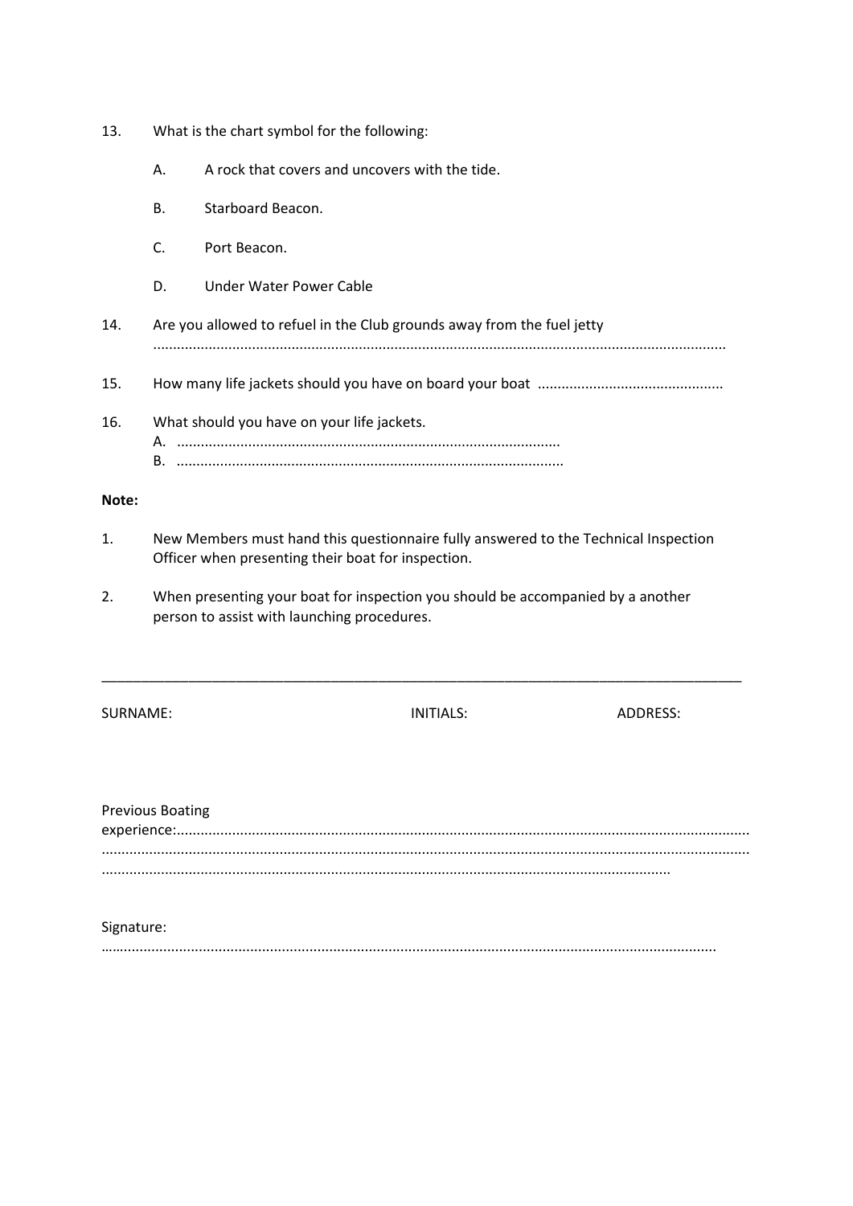13. What is the chart symbol for the following:

    A. A rock that covers and uncovers with the tide.

    B. Starboard Beacon.

    C. Port Beacon.

    D. Under Water Power Cable

14. Are you allowed to refuel in the Club grounds away from the fuel jetty
    ..............................................................................................................................................

15. How many life jackets should you have on board your boat ..............................................

16. What should you have on your life jackets.
    A. ................................................................................................
    B. ................................................................................................

**Note:**

1. New Members must hand this questionnaire fully answered to the Technical Inspection Officer when presenting their boat for inspection.

2. When presenting your boat for inspection you should be accompanied by a another person to assist with launching procedures.

---

SURNAME: INITIALS: ADDRESS:

Previous Boating experience:..............................................................................................................................................
..............................................................................................................................................
..............................................................................................................................

Signature:
…..............................................................................................................................................